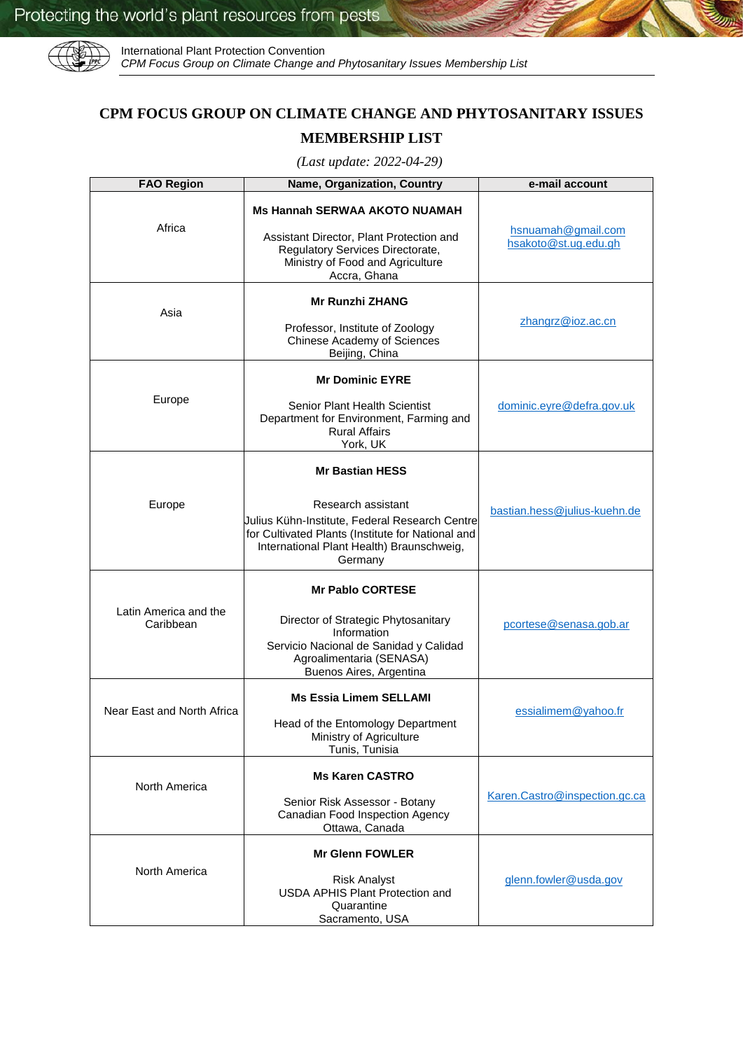# CPM FOCUS GROUP ON CLIMATE CHANGE AND PHYTOSANITARY ISSUES

## MEMBERSHIP LIST

*(Last update: 2022-04-29)*

| FAO Region | Name, Organization, Country | e-mail account |
|---|---|---|
| Africa | **Ms Hannah SERWAA AKOTO NUAMAH**<br><br>Assistant Director, Plant Protection and Regulatory Services Directorate, Ministry of Food and Agriculture<br>Accra, Ghana | hsnuamah@gmail.com<br>hsakoto@st.ug.edu.gh |
| Asia | **Mr Runzhi ZHANG**<br><br>Professor, Institute of Zoology<br>Chinese Academy of Sciences<br>Beijing, China | zhangrz@ioz.ac.cn |
| Europe | **Mr Dominic EYRE**<br><br>Senior Plant Health Scientist<br>Department for Environment, Farming and Rural Affairs<br>York, UK | dominic.eyre@defra.gov.uk |
| Europe | **Mr Bastian HESS**<br><br>Research assistant<br>Julius Kühn-Institute, Federal Research Centre for Cultivated Plants (Institute for National and International Plant Health) Braunschweig, Germany | bastian.hess@julius-kuehn.de |
| Latin America and the Caribbean | **Mr Pablo CORTESE**<br><br>Director of Strategic Phytosanitary Information<br>Servicio Nacional de Sanidad y Calidad Agroalimentaria (SENASA)<br>Buenos Aires, Argentina | pcortese@senasa.gob.ar |
| Near East and North Africa | **Ms Essia Limem SELLAMI**<br><br>Head of the Entomology Department<br>Ministry of Agriculture<br>Tunis, Tunisia | essialimem@yahoo.fr |
| North America | **Ms Karen CASTRO**<br><br>Senior Risk Assessor - Botany<br>Canadian Food Inspection Agency<br>Ottawa, Canada | Karen.Castro@inspection.gc.ca |
| North America | **Mr Glenn FOWLER**<br><br>Risk Analyst<br>USDA APHIS Plant Protection and Quarantine<br>Sacramento, USA | glenn.fowler@usda.gov |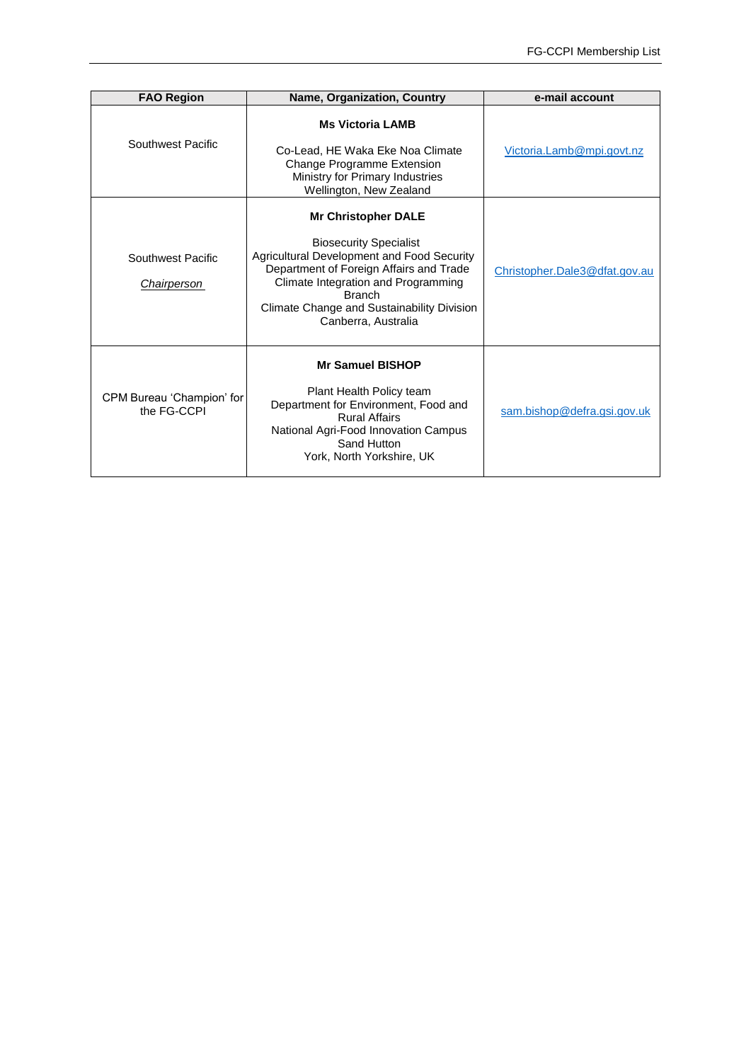| FAO Region | Name, Organization, Country | e-mail account |
|---|---|---|
| Southwest Pacific | **Ms Victoria LAMB**<br><br>Co-Lead, HE Waka Eke Noa Climate Change Programme Extension<br>Ministry for Primary Industries<br>Wellington, New Zealand | Victoria.Lamb@mpi.govt.nz |
| Southwest Pacific<br><br>*Chairperson* | **Mr Christopher DALE**<br><br>Biosecurity Specialist<br>Agricultural Development and Food Security<br>Department of Foreign Affairs and Trade<br>Climate Integration and Programming Branch<br>Climate Change and Sustainability Division<br>Canberra, Australia | Christopher.Dale3@dfat.gov.au |
| CPM Bureau 'Champion' for the FG-CCPI | **Mr Samuel BISHOP**<br><br>Plant Health Policy team<br>Department for Environment, Food and Rural Affairs<br>National Agri-Food Innovation Campus<br>Sand Hutton<br>York, North Yorkshire, UK | sam.bishop@defra.gsi.gov.uk |